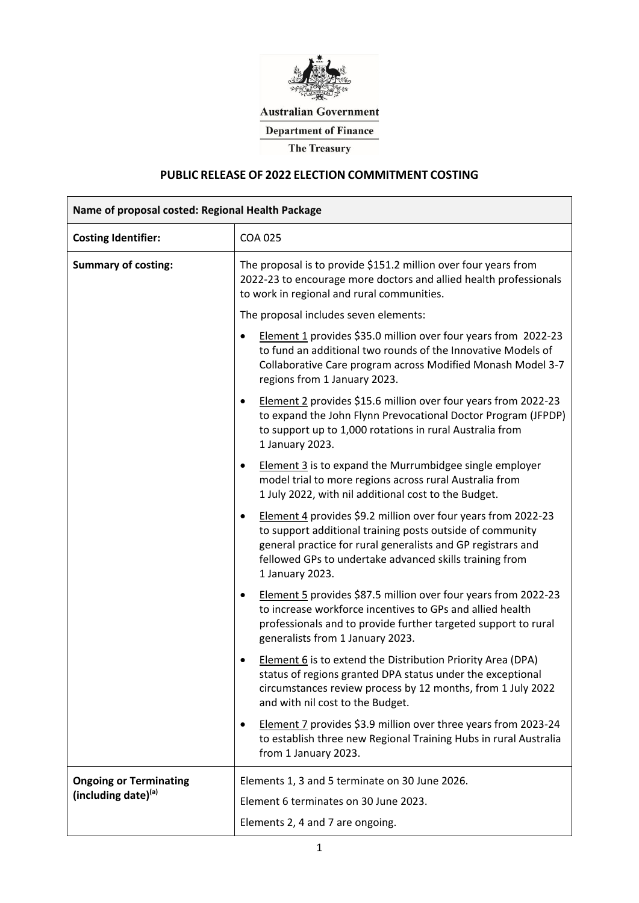Australian Government

Department of Finance

The Treasury

# PUBLIC RELEASE OF 2022 ELECTION COMMITMENT COSTING

| Name of proposal costed: Regional Health Package | |
|---|---|
| **Costing Identifier:** | COA 025 |
| **Summary of costing:** | The proposal is to provide $151.2 million over four years from 2022-23 to encourage more doctors and allied health professionals to work in regional and rural communities.<br><br>The proposal includes seven elements:<br><br>• Element 1 provides $35.0 million over four years from 2022-23 to fund an additional two rounds of the Innovative Models of Collaborative Care program across Modified Monash Model 3-7 regions from 1 January 2023.<br><br>• Element 2 provides $15.6 million over four years from 2022-23 to expand the John Flynn Prevocational Doctor Program (JFPDP) to support up to 1,000 rotations in rural Australia from 1 January 2023.<br><br>• Element 3 is to expand the Murrumbidgee single employer model trial to more regions across rural Australia from 1 July 2022, with nil additional cost to the Budget.<br><br>• Element 4 provides $9.2 million over four years from 2022-23 to support additional training posts outside of community general practice for rural generalists and GP registrars and fellowed GPs to undertake advanced skills training from 1 January 2023.<br><br>• Element 5 provides $87.5 million over four years from 2022-23 to increase workforce incentives to GPs and allied health professionals and to provide further targeted support to rural generalists from 1 January 2023.<br><br>• Element 6 is to extend the Distribution Priority Area (DPA) status of regions granted DPA status under the exceptional circumstances review process by 12 months, from 1 July 2022 and with nil cost to the Budget.<br><br>• Element 7 provides $3.9 million over three years from 2023-24 to establish three new Regional Training Hubs in rural Australia from 1 January 2023. |
| **Ongoing or Terminating (including date)[(a)]** | Elements 1, 3 and 5 terminate on 30 June 2026.<br><br>Element 6 terminates on 30 June 2023.<br><br>Elements 2, 4 and 7 are ongoing. |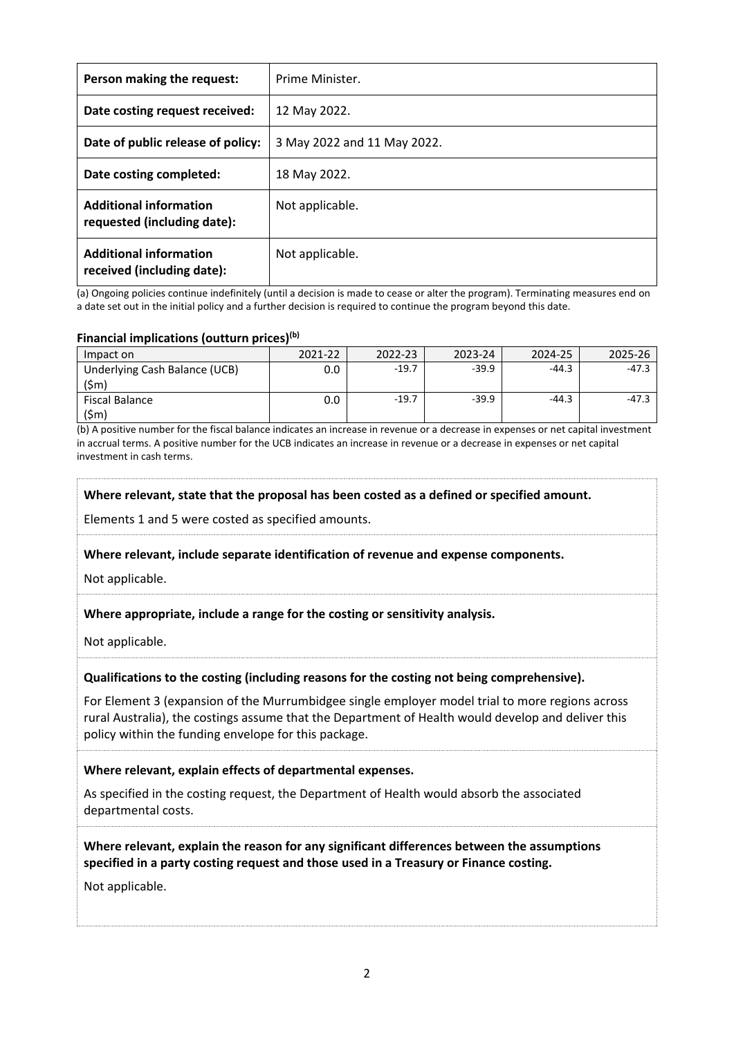| Person making the request: | Prime Minister. |
|---|---|
| Date costing request received: | 12 May 2022. |
| Date of public release of policy: | 3 May 2022 and 11 May 2022. |
| Date costing completed: | 18 May 2022. |
| Additional information requested (including date): | Not applicable. |
| Additional information received (including date): | Not applicable. |

(a) Ongoing policies continue indefinitely (until a decision is made to cease or alter the program). Terminating measures end on a date set out in the initial policy and a further decision is required to continue the program beyond this date.

**Financial implications (outturn prices)[(b)]**

| Impact on | 2021-22 | 2022-23 | 2023-24 | 2024-25 | 2025-26 |
|---|---|---|---|---|---|
| Underlying Cash Balance (UCB) ($m) | 0.0 | -19.7 | -39.9 | -44.3 | -47.3 |
| Fiscal Balance ($m) | 0.0 | -19.7 | -39.9 | -44.3 | -47.3 |

(b) A positive number for the fiscal balance indicates an increase in revenue or a decrease in expenses or net capital investment in accrual terms. A positive number for the UCB indicates an increase in revenue or a decrease in expenses or net capital investment in cash terms.

**Where relevant, state that the proposal has been costed as a defined or specified amount.**

Elements 1 and 5 were costed as specified amounts.

**Where relevant, include separate identification of revenue and expense components.**

Not applicable.

**Where appropriate, include a range for the costing or sensitivity analysis.**

Not applicable.

**Qualifications to the costing (including reasons for the costing not being comprehensive).**

For Element 3 (expansion of the Murrumbidgee single employer model trial to more regions across rural Australia), the costings assume that the Department of Health would develop and deliver this policy within the funding envelope for this package.

**Where relevant, explain effects of departmental expenses.**

As specified in the costing request, the Department of Health would absorb the associated departmental costs.

**Where relevant, explain the reason for any significant differences between the assumptions specified in a party costing request and those used in a Treasury or Finance costing.**

Not applicable.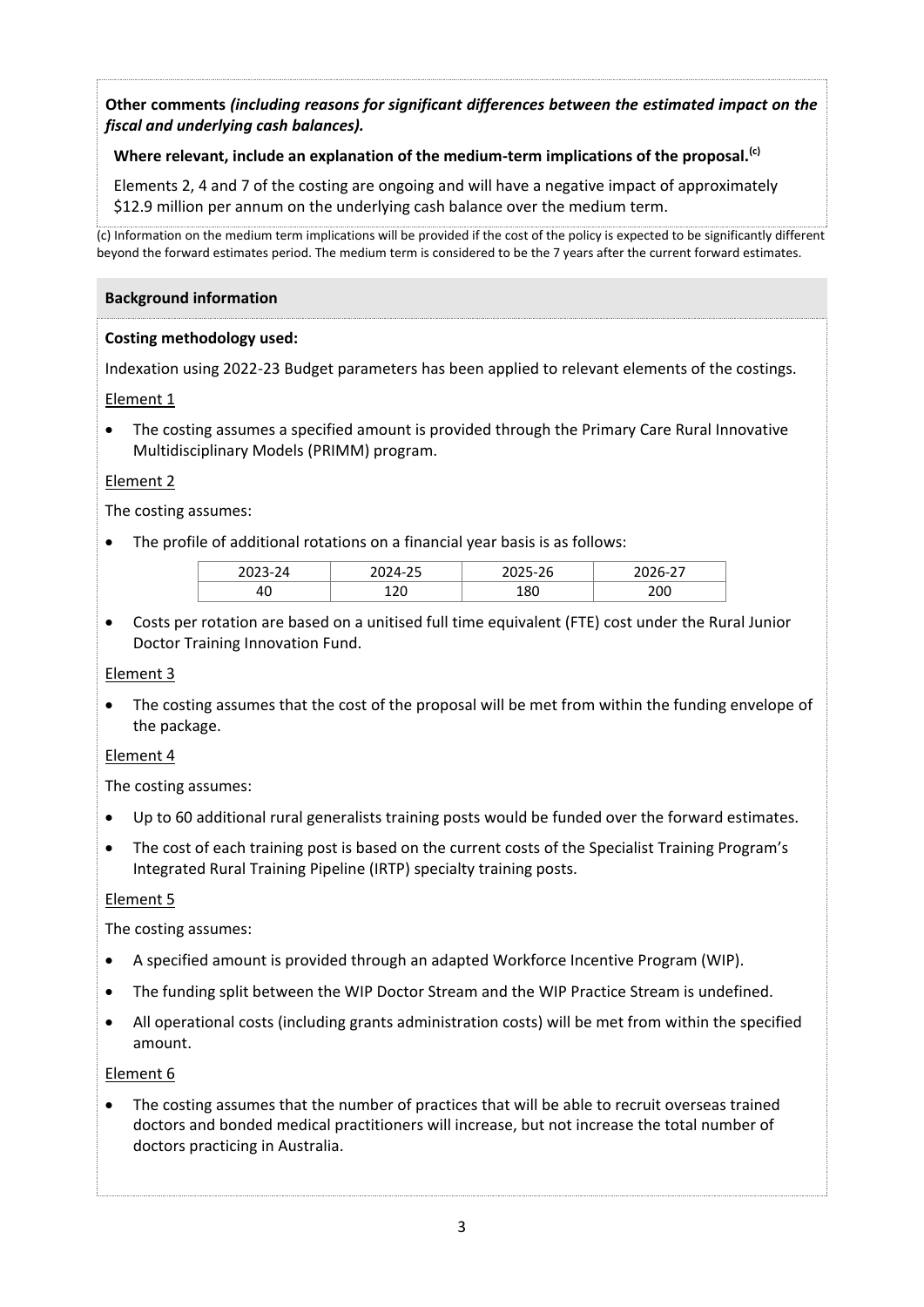**Other comments** ***(including reasons for significant differences between the estimated impact on the fiscal and underlying cash balances).***

**Where relevant, include an explanation of the medium-term implications of the proposal.[(c)]**

Elements 2, 4 and 7 of the costing are ongoing and will have a negative impact of approximately $12.9 million per annum on the underlying cash balance over the medium term.

(c) Information on the medium term implications will be provided if the cost of the policy is expected to be significantly different beyond the forward estimates period. The medium term is considered to be the 7 years after the current forward estimates.

**Background information**

**Costing methodology used:**

Indexation using 2022-23 Budget parameters has been applied to relevant elements of the costings.

Element 1

- The costing assumes a specified amount is provided through the Primary Care Rural Innovative Multidisciplinary Models (PRIMM) program.

Element 2

The costing assumes:

- The profile of additional rotations on a financial year basis is as follows:

| 2023-24 | 2024-25 | 2025-26 | 2026-27 |
|---|---|---|---|
| 40 | 120 | 180 | 200 |

- Costs per rotation are based on a unitised full time equivalent (FTE) cost under the Rural Junior Doctor Training Innovation Fund.

Element 3

- The costing assumes that the cost of the proposal will be met from within the funding envelope of the package.

Element 4

The costing assumes:

- Up to 60 additional rural generalists training posts would be funded over the forward estimates.
- The cost of each training post is based on the current costs of the Specialist Training Program's Integrated Rural Training Pipeline (IRTP) specialty training posts.

Element 5

The costing assumes:

- A specified amount is provided through an adapted Workforce Incentive Program (WIP).
- The funding split between the WIP Doctor Stream and the WIP Practice Stream is undefined.
- All operational costs (including grants administration costs) will be met from within the specified amount.

Element 6

- The costing assumes that the number of practices that will be able to recruit overseas trained doctors and bonded medical practitioners will increase, but not increase the total number of doctors practicing in Australia.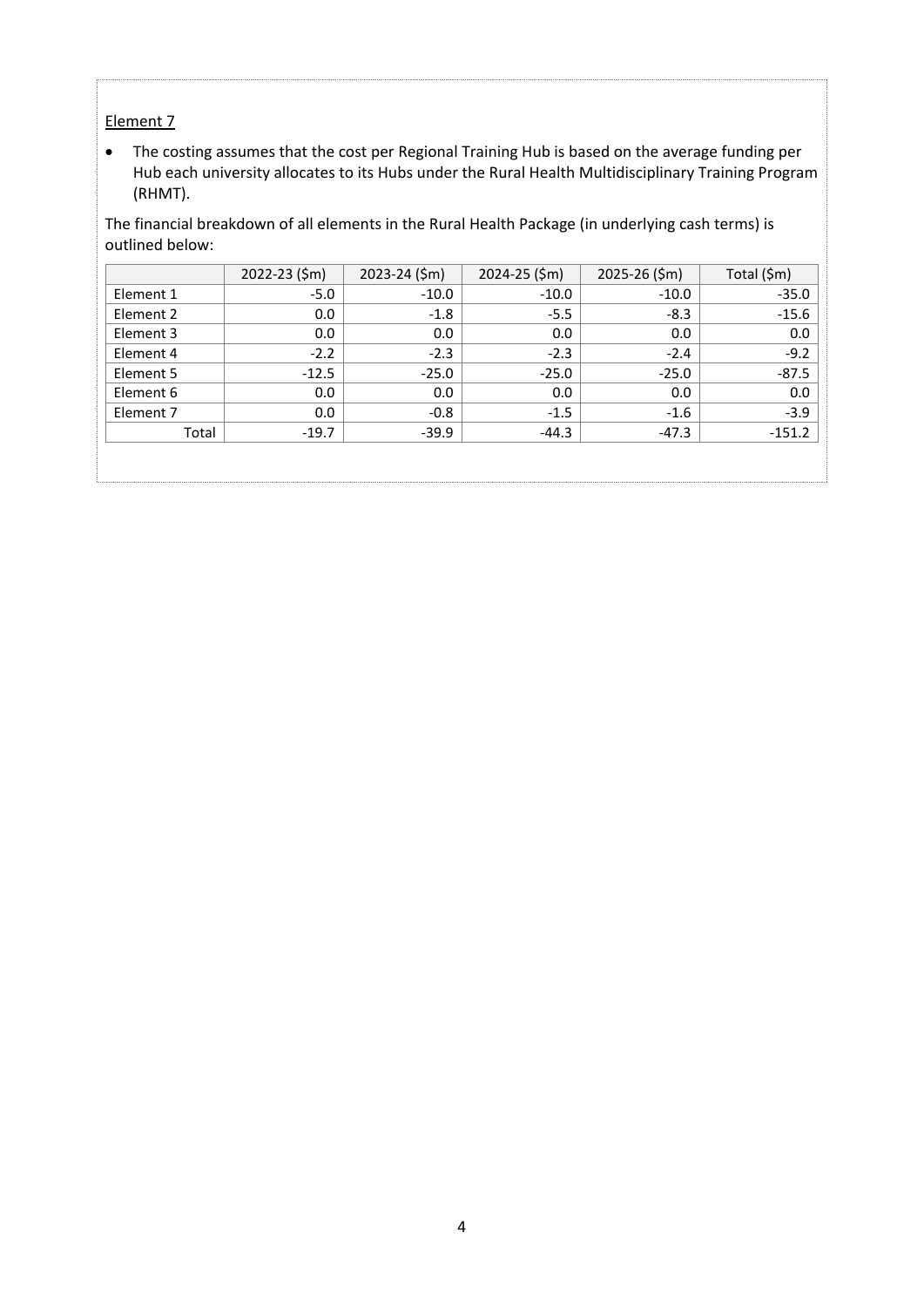Element 7

- The costing assumes that the cost per Regional Training Hub is based on the average funding per Hub each university allocates to its Hubs under the Rural Health Multidisciplinary Training Program (RHMT).

The financial breakdown of all elements in the Rural Health Package (in underlying cash terms) is outlined below:

| | 2022-23 ($m) | 2023-24 ($m) | 2024-25 ($m) | 2025-26 ($m) | Total ($m) |
|---|---|---|---|---|---|
| Element 1 | -5.0 | -10.0 | -10.0 | -10.0 | -35.0 |
| Element 2 | 0.0 | -1.8 | -5.5 | -8.3 | -15.6 |
| Element 3 | 0.0 | 0.0 | 0.0 | 0.0 | 0.0 |
| Element 4 | -2.2 | -2.3 | -2.3 | -2.4 | -9.2 |
| Element 5 | -12.5 | -25.0 | -25.0 | -25.0 | -87.5 |
| Element 6 | 0.0 | 0.0 | 0.0 | 0.0 | 0.0 |
| Element 7 | 0.0 | -0.8 | -1.5 | -1.6 | -3.9 |
| Total | -19.7 | -39.9 | -44.3 | -47.3 | -151.2 |